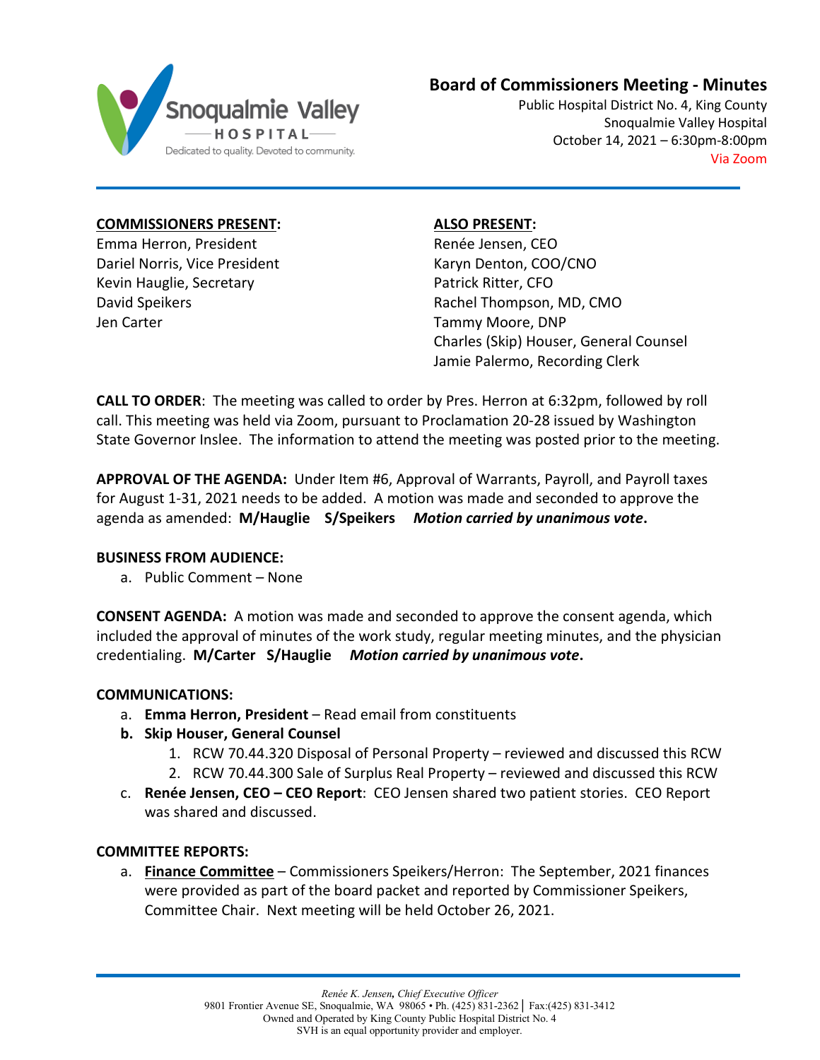# Board of Commissioners Meeting - Minutes

Public Hospital District No. 4, King County
Snoqualmie Valley Hospital
October 14, 2021 – 6:30pm-8:00pm
Via Zoom

**COMMISSIONERS PRESENT:**

Emma Herron, President
Dariel Norris, Vice President
Kevin Hauglie, Secretary
David Speikers
Jen Carter

**ALSO PRESENT:**

Renée Jensen, CEO
Karyn Denton, COO/CNO
Patrick Ritter, CFO
Rachel Thompson, MD, CMO
Tammy Moore, DNP
Charles (Skip) Houser, General Counsel
Jamie Palermo, Recording Clerk

**CALL TO ORDER**: The meeting was called to order by Pres. Herron at 6:32pm, followed by roll call. This meeting was held via Zoom, pursuant to Proclamation 20-28 issued by Washington State Governor Inslee. The information to attend the meeting was posted prior to the meeting.

**APPROVAL OF THE AGENDA:** Under Item #6, Approval of Warrants, Payroll, and Payroll taxes for August 1-31, 2021 needs to be added. A motion was made and seconded to approve the agenda as amended: **M/Hauglie S/Speikers** ***Motion carried by unanimous vote*.**

**BUSINESS FROM AUDIENCE:**

a. Public Comment – None

**CONSENT AGENDA:** A motion was made and seconded to approve the consent agenda, which included the approval of minutes of the work study, regular meeting minutes, and the physician credentialing. **M/Carter S/Hauglie** ***Motion carried by unanimous vote*.**

**COMMUNICATIONS:**

a. **Emma Herron, President** – Read email from constituents
b. **Skip Houser, General Counsel**
   1. RCW 70.44.320 Disposal of Personal Property – reviewed and discussed this RCW
   2. RCW 70.44.300 Sale of Surplus Real Property – reviewed and discussed this RCW
c. **Renée Jensen, CEO – CEO Report**: CEO Jensen shared two patient stories. CEO Report was shared and discussed.

**COMMITTEE REPORTS:**

a. **Finance Committee** – Commissioners Speikers/Herron: The September, 2021 finances were provided as part of the board packet and reported by Commissioner Speikers, Committee Chair. Next meeting will be held October 26, 2021.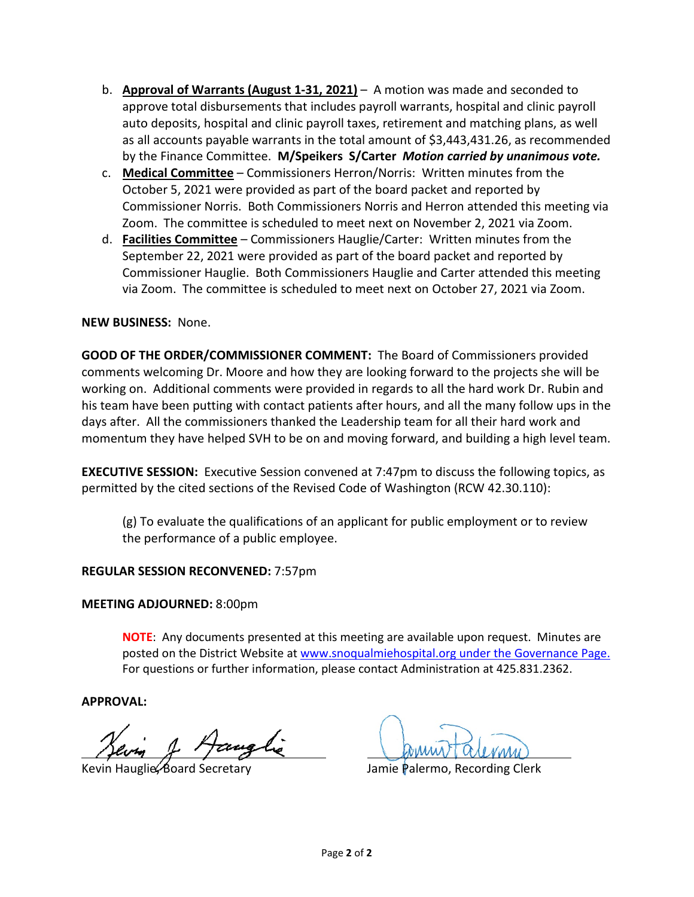b. **Approval of Warrants (August 1-31, 2021)** – A motion was made and seconded to approve total disbursements that includes payroll warrants, hospital and clinic payroll auto deposits, hospital and clinic payroll taxes, retirement and matching plans, as well as all accounts payable warrants in the total amount of $3,443,431.26, as recommended by the Finance Committee. **M/Speikers S/Carter** ***Motion carried by unanimous vote.***

c. **Medical Committee** – Commissioners Herron/Norris: Written minutes from the October 5, 2021 were provided as part of the board packet and reported by Commissioner Norris. Both Commissioners Norris and Herron attended this meeting via Zoom. The committee is scheduled to meet next on November 2, 2021 via Zoom.

d. **Facilities Committee** – Commissioners Hauglie/Carter: Written minutes from the September 22, 2021 were provided as part of the board packet and reported by Commissioner Hauglie. Both Commissioners Hauglie and Carter attended this meeting via Zoom. The committee is scheduled to meet next on October 27, 2021 via Zoom.

**NEW BUSINESS:** None.

**GOOD OF THE ORDER/COMMISSIONER COMMENT:** The Board of Commissioners provided comments welcoming Dr. Moore and how they are looking forward to the projects she will be working on. Additional comments were provided in regards to all the hard work Dr. Rubin and his team have been putting with contact patients after hours, and all the many follow ups in the days after. All the commissioners thanked the Leadership team for all their hard work and momentum they have helped SVH to be on and moving forward, and building a high level team.

**EXECUTIVE SESSION:** Executive Session convened at 7:47pm to discuss the following topics, as permitted by the cited sections of the Revised Code of Washington (RCW 42.30.110):

(g) To evaluate the qualifications of an applicant for public employment or to review the performance of a public employee.

**REGULAR SESSION RECONVENED:** 7:57pm

**MEETING ADJOURNED:** 8:00pm

**NOTE**: Any documents presented at this meeting are available upon request. Minutes are posted on the District Website at www.snoqualmiehospital.org under the Governance Page. For questions or further information, please contact Administration at 425.831.2362.

**APPROVAL:**

Kevin Hauglie, Board Secretary

Jamie Palermo, Recording Clerk